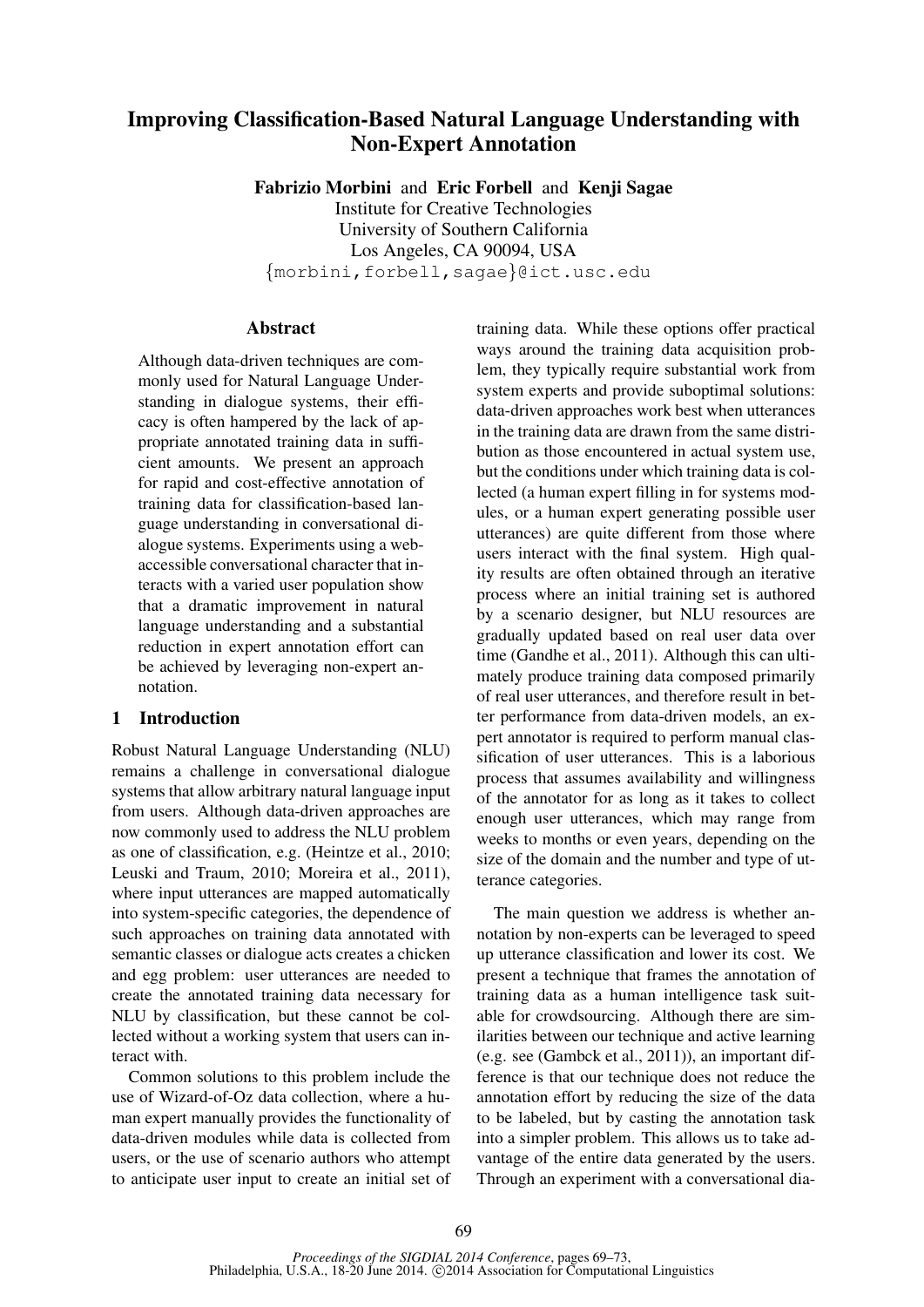# Improving Classification-Based Natural Language Understanding with Non-Expert Annotation

**Fabrizio Morbini** and **Eric Forbell** and **Kenji Sagae**
Institute for Creative Technologies
University of Southern California
Los Angeles, CA 90094, USA
{morbini,forbell,sagae}@ict.usc.edu

## Abstract

Although data-driven techniques are commonly used for Natural Language Understanding in dialogue systems, their efficacy is often hampered by the lack of appropriate annotated training data in sufficient amounts. We present an approach for rapid and cost-effective annotation of training data for classification-based language understanding in conversational dialogue systems. Experiments using a web-accessible conversational character that interacts with a varied user population show that a dramatic improvement in natural language understanding and a substantial reduction in expert annotation effort can be achieved by leveraging non-expert annotation.

## 1 Introduction

Robust Natural Language Understanding (NLU) remains a challenge in conversational dialogue systems that allow arbitrary natural language input from users. Although data-driven approaches are now commonly used to address the NLU problem as one of classification, e.g. (Heintze et al., 2010; Leuski and Traum, 2010; Moreira et al., 2011), where input utterances are mapped automatically into system-specific categories, the dependence of such approaches on training data annotated with semantic classes or dialogue acts creates a chicken and egg problem: user utterances are needed to create the annotated training data necessary for NLU by classification, but these cannot be collected without a working system that users can interact with.

Common solutions to this problem include the use of Wizard-of-Oz data collection, where a human expert manually provides the functionality of data-driven modules while data is collected from users, or the use of scenario authors who attempt to anticipate user input to create an initial set of training data. While these options offer practical ways around the training data acquisition problem, they typically require substantial work from system experts and provide suboptimal solutions: data-driven approaches work best when utterances in the training data are drawn from the same distribution as those encountered in actual system use, but the conditions under which training data is collected (a human expert filling in for systems modules, or a human expert generating possible user utterances) are quite different from those where users interact with the final system. High quality results are often obtained through an iterative process where an initial training set is authored by a scenario designer, but NLU resources are gradually updated based on real user data over time (Gandhe et al., 2011). Although this can ultimately produce training data composed primarily of real user utterances, and therefore result in better performance from data-driven models, an expert annotator is required to perform manual classification of user utterances. This is a laborious process that assumes availability and willingness of the annotator for as long as it takes to collect enough user utterances, which may range from weeks to months or even years, depending on the size of the domain and the number and type of utterance categories.

The main question we address is whether annotation by non-experts can be leveraged to speed up utterance classification and lower its cost. We present a technique that frames the annotation of training data as a human intelligence task suitable for crowdsourcing. Although there are similarities between our technique and active learning (e.g. see (Gambck et al., 2011)), an important difference is that our technique does not reduce the annotation effort by reducing the size of the data to be labeled, but by casting the annotation task into a simpler problem. This allows us to take advantage of the entire data generated by the users. Through an experiment with a conversational dia-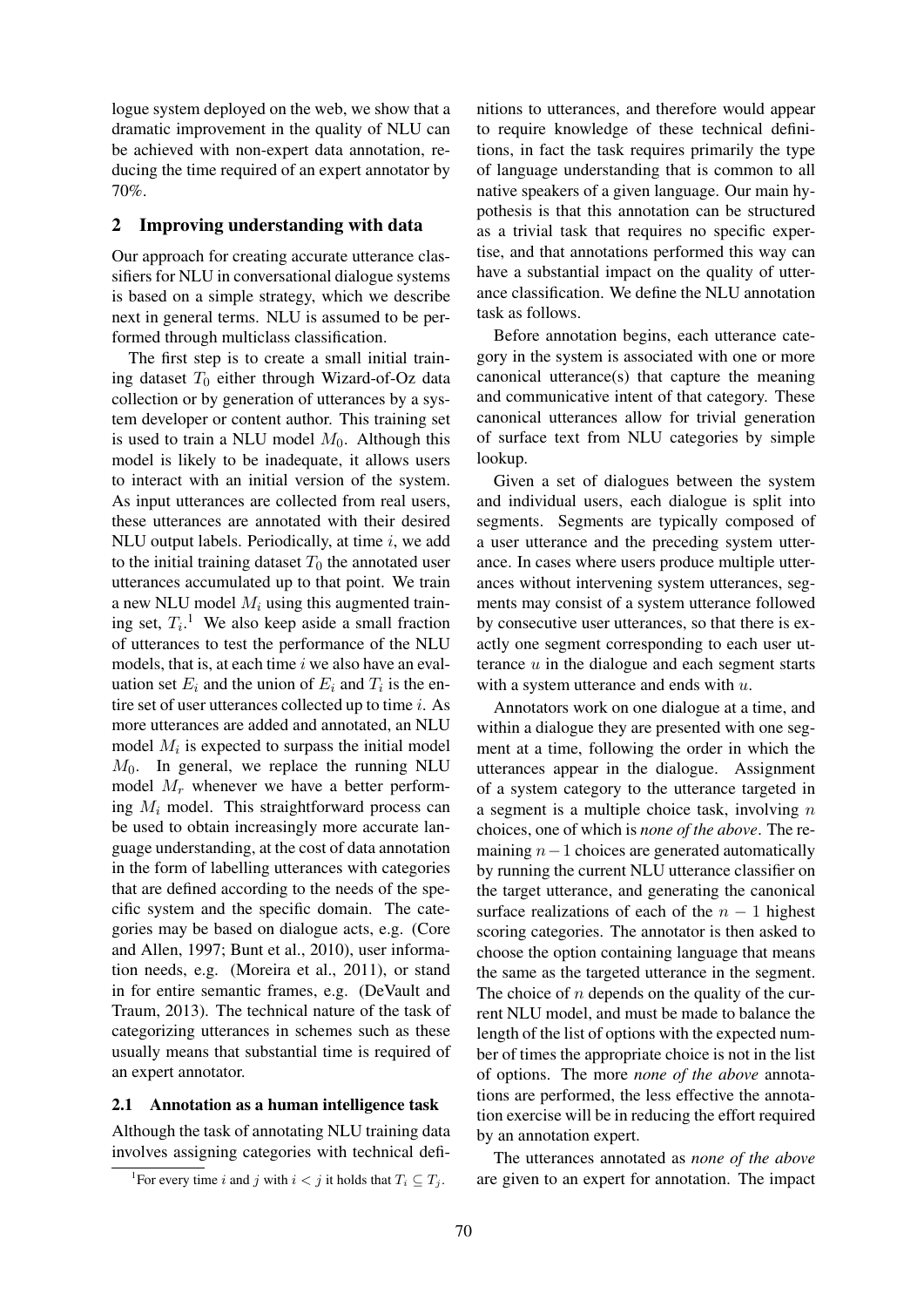logue system deployed on the web, we show that a dramatic improvement in the quality of NLU can be achieved with non-expert data annotation, reducing the time required of an expert annotator by 70%.

## 2 Improving understanding with data

Our approach for creating accurate utterance classifiers for NLU in conversational dialogue systems is based on a simple strategy, which we describe next in general terms. NLU is assumed to be performed through multiclass classification.

The first step is to create a small initial training dataset $T_0$ either through Wizard-of-Oz data collection or by generation of utterances by a system developer or content author. This training set is used to train a NLU model $M_0$. Although this model is likely to be inadequate, it allows users to interact with an initial version of the system. As input utterances are collected from real users, these utterances are annotated with their desired NLU output labels. Periodically, at time $i$, we add to the initial training dataset $T_0$ the annotated user utterances accumulated up to that point. We train a new NLU model $M_i$ using this augmented training set, $T_i$.[1] We also keep aside a small fraction of utterances to test the performance of the NLU models, that is, at each time $i$ we also have an evaluation set $E_i$ and the union of $E_i$ and $T_i$ is the entire set of user utterances collected up to time $i$. As more utterances are added and annotated, an NLU model $M_i$ is expected to surpass the initial model $M_0$. In general, we replace the running NLU model $M_r$ whenever we have a better performing $M_i$ model. This straightforward process can be used to obtain increasingly more accurate language understanding, at the cost of data annotation in the form of labelling utterances with categories that are defined according to the needs of the specific system and the specific domain. The categories may be based on dialogue acts, e.g. (Core and Allen, 1997; Bunt et al., 2010), user information needs, e.g. (Moreira et al., 2011), or stand in for entire semantic frames, e.g. (DeVault and Traum, 2013). The technical nature of the task of categorizing utterances in schemes such as these usually means that substantial time is required of an expert annotator.

### 2.1 Annotation as a human intelligence task

Although the task of annotating NLU training data involves assigning categories with technical definitions to utterances, and therefore would appear to require knowledge of these technical definitions, in fact the task requires primarily the type of language understanding that is common to all native speakers of a given language. Our main hypothesis is that this annotation can be structured as a trivial task that requires no specific expertise, and that annotations performed this way can have a substantial impact on the quality of utterance classification. We define the NLU annotation task as follows.

Before annotation begins, each utterance category in the system is associated with one or more canonical utterance(s) that capture the meaning and communicative intent of that category. These canonical utterances allow for trivial generation of surface text from NLU categories by simple lookup.

Given a set of dialogues between the system and individual users, each dialogue is split into segments. Segments are typically composed of a user utterance and the preceding system utterance. In cases where users produce multiple utterances without intervening system utterances, segments may consist of a system utterance followed by consecutive user utterances, so that there is exactly one segment corresponding to each user utterance $u$ in the dialogue and each segment starts with a system utterance and ends with $u$.

Annotators work on one dialogue at a time, and within a dialogue they are presented with one segment at a time, following the order in which the utterances appear in the dialogue. Assignment of a system category to the utterance targeted in a segment is a multiple choice task, involving $n$ choices, one of which is *none of the above*. The remaining $n-1$ choices are generated automatically by running the current NLU utterance classifier on the target utterance, and generating the canonical surface realizations of each of the $n-1$ highest scoring categories. The annotator is then asked to choose the option containing language that means the same as the targeted utterance in the segment. The choice of $n$ depends on the quality of the current NLU model, and must be made to balance the length of the list of options with the expected number of times the appropriate choice is not in the list of options. The more *none of the above* annotations are performed, the less effective the annotation exercise will be in reducing the effort required by an annotation expert.

The utterances annotated as *none of the above* are given to an expert for annotation. The impact

[1] For every time $i$ and $j$ with $i < j$ it holds that $T_i \subseteq T_j$.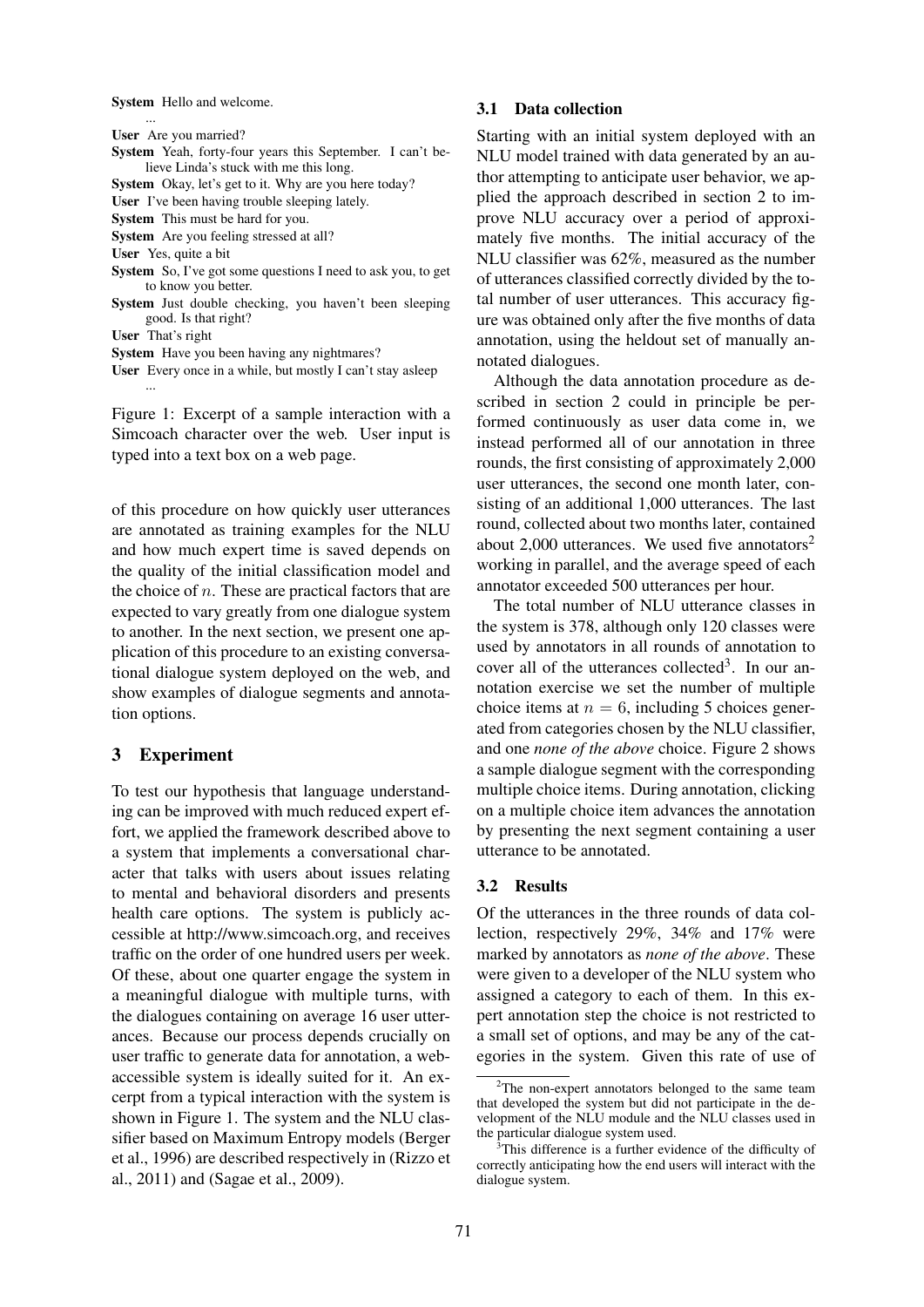**System** Hello and welcome.

...

**User** Are you married?

**System** Yeah, forty-four years this September. I can't believe Linda's stuck with me this long.

**System** Okay, let's get to it. Why are you here today?

**User** I've been having trouble sleeping lately.

**System** This must be hard for you.

**System** Are you feeling stressed at all?

**User** Yes, quite a bit

**System** So, I've got some questions I need to ask you, to get to know you better.

**System** Just double checking, you haven't been sleeping good. Is that right?

**User** That's right

**System** Have you been having any nightmares?

**User** Every once in a while, but mostly I can't stay asleep

...

Figure 1: Excerpt of a sample interaction with a Simcoach character over the web. User input is typed into a text box on a web page.

of this procedure on how quickly user utterances are annotated as training examples for the NLU and how much expert time is saved depends on the quality of the initial classification model and the choice of $n$. These are practical factors that are expected to vary greatly from one dialogue system to another. In the next section, we present one application of this procedure to an existing conversational dialogue system deployed on the web, and show examples of dialogue segments and annotation options.

## 3 Experiment

To test our hypothesis that language understanding can be improved with much reduced expert effort, we applied the framework described above to a system that implements a conversational character that talks with users about issues relating to mental and behavioral disorders and presents health care options. The system is publicly accessible at http://www.simcoach.org, and receives traffic on the order of one hundred users per week. Of these, about one quarter engage the system in a meaningful dialogue with multiple turns, with the dialogues containing on average 16 user utterances. Because our process depends crucially on user traffic to generate data for annotation, a web-accessible system is ideally suited for it. An excerpt from a typical interaction with the system is shown in Figure 1. The system and the NLU classifier based on Maximum Entropy models (Berger et al., 1996) are described respectively in (Rizzo et al., 2011) and (Sagae et al., 2009).

### 3.1 Data collection

Starting with an initial system deployed with an NLU model trained with data generated by an author attempting to anticipate user behavior, we applied the approach described in section 2 to improve NLU accuracy over a period of approximately five months. The initial accuracy of the NLU classifier was 62%, measured as the number of utterances classified correctly divided by the total number of user utterances. This accuracy figure was obtained only after the five months of data annotation, using the heldout set of manually annotated dialogues.

Although the data annotation procedure as described in section 2 could in principle be performed continuously as user data come in, we instead performed all of our annotation in three rounds, the first consisting of approximately 2,000 user utterances, the second one month later, consisting of an additional 1,000 utterances. The last round, collected about two months later, contained about 2,000 utterances. We used five annotators[2] working in parallel, and the average speed of each annotator exceeded 500 utterances per hour.

The total number of NLU utterance classes in the system is 378, although only 120 classes were used by annotators in all rounds of annotation to cover all of the utterances collected[3]. In our annotation exercise we set the number of multiple choice items at $n = 6$, including 5 choices generated from categories chosen by the NLU classifier, and one *none of the above* choice. Figure 2 shows a sample dialogue segment with the corresponding multiple choice items. During annotation, clicking on a multiple choice item advances the annotation by presenting the next segment containing a user utterance to be annotated.

### 3.2 Results

Of the utterances in the three rounds of data collection, respectively 29%, 34% and 17% were marked by annotators as *none of the above*. These were given to a developer of the NLU system who assigned a category to each of them. In this expert annotation step the choice is not restricted to a small set of options, and may be any of the categories in the system. Given this rate of use of

[2] The non-expert annotators belonged to the same team that developed the system but did not participate in the development of the NLU module and the NLU classes used in the particular dialogue system used.

[3] This difference is a further evidence of the difficulty of correctly anticipating how the end users will interact with the dialogue system.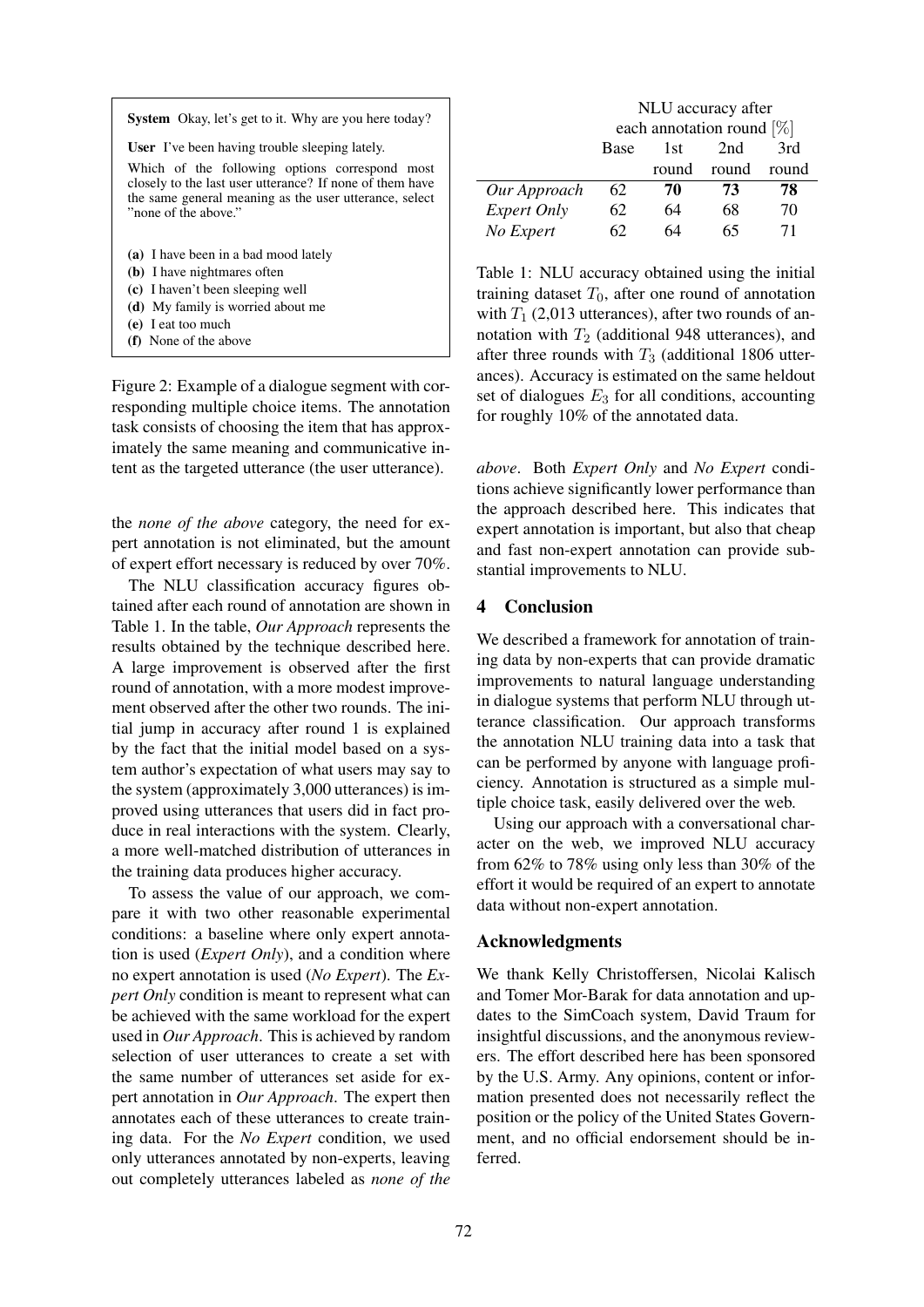**System** Okay, let's get to it. Why are you here today?

**User** I've been having trouble sleeping lately.

Which of the following options correspond most closely to the last user utterance? If none of them have the same general meaning as the user utterance, select "none of the above."

**(a)** I have been in a bad mood lately
**(b)** I have nightmares often
**(c)** I haven't been sleeping well
**(d)** My family is worried about me
**(e)** I eat too much
**(f)** None of the above

Figure 2: Example of a dialogue segment with corresponding multiple choice items. The annotation task consists of choosing the item that has approximately the same meaning and communicative intent as the targeted utterance (the user utterance).

the *none of the above* category, the need for expert annotation is not eliminated, but the amount of expert effort necessary is reduced by over 70%.

The NLU classification accuracy figures obtained after each round of annotation are shown in Table 1. In the table, *Our Approach* represents the results obtained by the technique described here. A large improvement is observed after the first round of annotation, with a more modest improvement observed after the other two rounds. The initial jump in accuracy after round 1 is explained by the fact that the initial model based on a system author's expectation of what users may say to the system (approximately 3,000 utterances) is improved using utterances that users did in fact produce in real interactions with the system. Clearly, a more well-matched distribution of utterances in the training data produces higher accuracy.

To assess the value of our approach, we compare it with two other reasonable experimental conditions: a baseline where only expert annotation is used (*Expert Only*), and a condition where no expert annotation is used (*No Expert*). The *Expert Only* condition is meant to represent what can be achieved with the same workload for the expert used in *Our Approach*. This is achieved by random selection of user utterances to create a set with the same number of utterances set aside for expert annotation in *Our Approach*. The expert then annotates each of these utterances to create training data. For the *No Expert* condition, we used only utterances annotated by non-experts, leaving out completely utterances labeled as *none of the above*. Both *Expert Only* and *No Expert* conditions achieve significantly lower performance than the approach described here. This indicates that expert annotation is important, but also that cheap and fast non-expert annotation can provide substantial improvements to NLU.

| | NLU accuracy after each annotation round [%] | | | |
|---|---|---|---|---|
| | Base | 1st round | 2nd round | 3rd round |
| *Our Approach* | 62 | **70** | **73** | **78** |
| *Expert Only* | 62 | 64 | 68 | 70 |
| *No Expert* | 62 | 64 | 65 | 71 |

Table 1: NLU accuracy obtained using the initial training dataset $T_0$, after one round of annotation with $T_1$ (2,013 utterances), after two rounds of annotation with $T_2$ (additional 948 utterances), and after three rounds with $T_3$ (additional 1806 utterances). Accuracy is estimated on the same heldout set of dialogues $E_3$ for all conditions, accounting for roughly 10% of the annotated data.

## 4 Conclusion

We described a framework for annotation of training data by non-experts that can provide dramatic improvements to natural language understanding in dialogue systems that perform NLU through utterance classification. Our approach transforms the annotation NLU training data into a task that can be performed by anyone with language proficiency. Annotation is structured as a simple multiple choice task, easily delivered over the web.

Using our approach with a conversational character on the web, we improved NLU accuracy from 62% to 78% using only less than 30% of the effort it would be required of an expert to annotate data without non-expert annotation.

## Acknowledgments

We thank Kelly Christoffersen, Nicolai Kalisch and Tomer Mor-Barak for data annotation and updates to the SimCoach system, David Traum for insightful discussions, and the anonymous reviewers. The effort described here has been sponsored by the U.S. Army. Any opinions, content or information presented does not necessarily reflect the position or the policy of the United States Government, and no official endorsement should be inferred.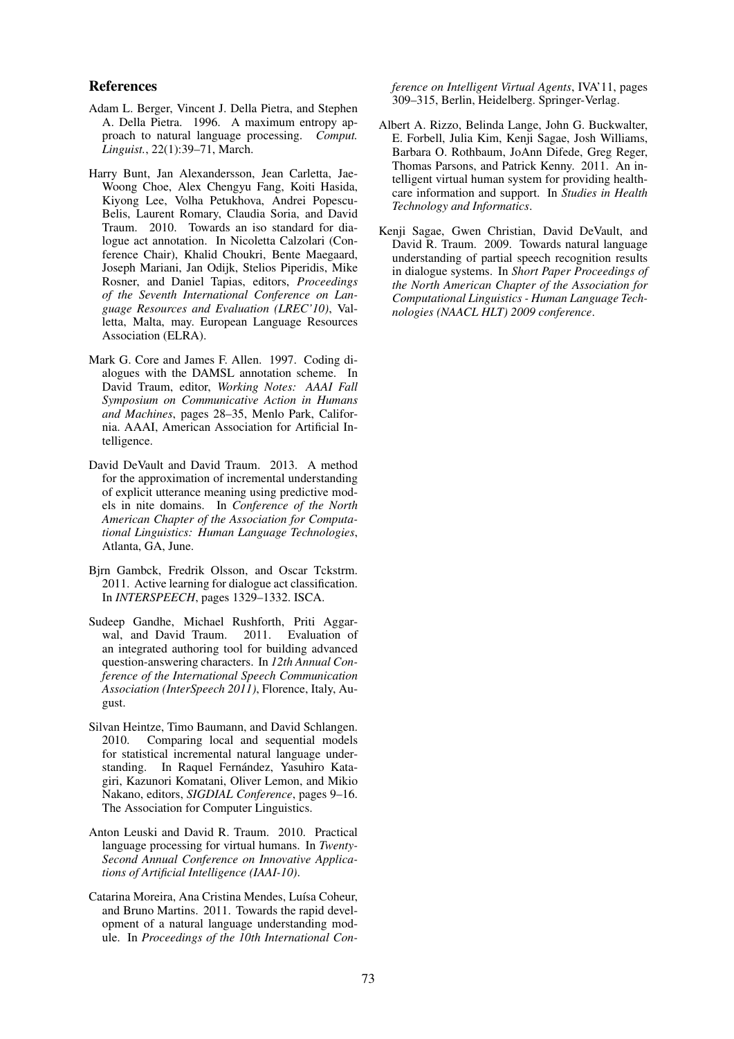## References

Adam L. Berger, Vincent J. Della Pietra, and Stephen A. Della Pietra. 1996. A maximum entropy approach to natural language processing. *Comput. Linguist.*, 22(1):39–71, March.

Harry Bunt, Jan Alexandersson, Jean Carletta, Jae-Woong Choe, Alex Chengyu Fang, Koiti Hasida, Kiyong Lee, Volha Petukhova, Andrei Popescu-Belis, Laurent Romary, Claudia Soria, and David Traum. 2010. Towards an iso standard for dialogue act annotation. In Nicoletta Calzolari (Conference Chair), Khalid Choukri, Bente Maegaard, Joseph Mariani, Jan Odijk, Stelios Piperidis, Mike Rosner, and Daniel Tapias, editors, *Proceedings of the Seventh International Conference on Language Resources and Evaluation (LREC'10)*, Valletta, Malta, may. European Language Resources Association (ELRA).

Mark G. Core and James F. Allen. 1997. Coding dialogues with the DAMSL annotation scheme. In David Traum, editor, *Working Notes: AAAI Fall Symposium on Communicative Action in Humans and Machines*, pages 28–35, Menlo Park, California. AAAI, American Association for Artificial Intelligence.

David DeVault and David Traum. 2013. A method for the approximation of incremental understanding of explicit utterance meaning using predictive models in nite domains. In *Conference of the North American Chapter of the Association for Computational Linguistics: Human Language Technologies*, Atlanta, GA, June.

Bjrn Gambck, Fredrik Olsson, and Oscar Tckstrm. 2011. Active learning for dialogue act classification. In *INTERSPEECH*, pages 1329–1332. ISCA.

Sudeep Gandhe, Michael Rushforth, Priti Aggarwal, and David Traum. 2011. Evaluation of an integrated authoring tool for building advanced question-answering characters. In *12th Annual Conference of the International Speech Communication Association (InterSpeech 2011)*, Florence, Italy, August.

Silvan Heintze, Timo Baumann, and David Schlangen. 2010. Comparing local and sequential models for statistical incremental natural language understanding. In Raquel Fernández, Yasuhiro Katagiri, Kazunori Komatani, Oliver Lemon, and Mikio Nakano, editors, *SIGDIAL Conference*, pages 9–16. The Association for Computer Linguistics.

Anton Leuski and David R. Traum. 2010. Practical language processing for virtual humans. In *Twenty-Second Annual Conference on Innovative Applications of Artificial Intelligence (IAAI-10)*.

Catarina Moreira, Ana Cristina Mendes, Luísa Coheur, and Bruno Martins. 2011. Towards the rapid development of a natural language understanding module. In *Proceedings of the 10th International Conference on Intelligent Virtual Agents*, IVA'11, pages 309–315, Berlin, Heidelberg. Springer-Verlag.

Albert A. Rizzo, Belinda Lange, John G. Buckwalter, E. Forbell, Julia Kim, Kenji Sagae, Josh Williams, Barbara O. Rothbaum, JoAnn Difede, Greg Reger, Thomas Parsons, and Patrick Kenny. 2011. An intelligent virtual human system for providing healthcare information and support. In *Studies in Health Technology and Informatics*.

Kenji Sagae, Gwen Christian, David DeVault, and David R. Traum. 2009. Towards natural language understanding of partial speech recognition results in dialogue systems. In *Short Paper Proceedings of the North American Chapter of the Association for Computational Linguistics - Human Language Technologies (NAACL HLT) 2009 conference*.